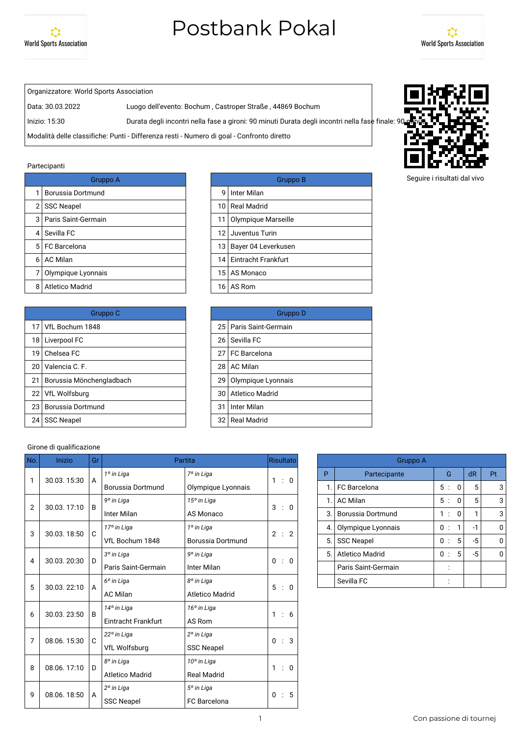World Sports Association

# Postbank Pokal

World Sports Association

Organizzatore: World Sports Association

Data: 30.03.2022 | Luogo dell'evento: Bochum , Castroper Straße , 44869 Bochum

Inizio: 15:30 | Durata degli incontri nella fase a gironi: 90 minuti Durata degli incontri nella fase finale: 90 minuti

Modalità delle classifiche: Punti - Differenza resti - Numero di goal - Confronto diretto

Seguire i risultati dal vivo

Partecipanti

| Gruppo A | |
|---|---|
| 1 | Borussia Dortmund |
| 2 | SSC Neapel |
| 3 | Paris Saint-Germain |
| 4 | Sevilla FC |
| 5 | FC Barcelona |
| 6 | AC Milan |
| 7 | Olympique Lyonnais |
| 8 | Atletico Madrid |

| Gruppo B | |
|---|---|
| 9 | Inter Milan |
| 10 | Real Madrid |
| 11 | Olympique Marseille |
| 12 | Juventus Turin |
| 13 | Bayer 04 Leverkusen |
| 14 | Eintracht Frankfurt |
| 15 | AS Monaco |
| 16 | AS Rom |

| Gruppo C | |
|---|---|
| 17 | VfL Bochum 1848 |
| 18 | Liverpool FC |
| 19 | Chelsea FC |
| 20 | Valencia C. F. |
| 21 | Borussia Mönchengladbach |
| 22 | VfL Wolfsburg |
| 23 | Borussia Dortmund |
| 24 | SSC Neapel |

| Gruppo D | |
|---|---|
| 25 | Paris Saint-Germain |
| 26 | Sevilla FC |
| 27 | FC Barcelona |
| 28 | AC Milan |
| 29 | Olympique Lyonnais |
| 30 | Atletico Madrid |
| 31 | Inter Milan |
| 32 | Real Madrid |

Girone di qualificazione

| No. | Inizio | Gr | Partita | | Risultato |
|---|---|---|---|---|---|
| 1 | 30.03. 15:30 | A | *1º in Liga* Borussia Dortmund | *7º in Liga* Olympique Lyonnais | 1 : 0 |
| 2 | 30.03. 17:10 | B | *9º in Liga* Inter Milan | *15º in Liga* AS Monaco | 3 : 0 |
| 3 | 30.03. 18:50 | C | *17º in Liga* VfL Bochum 1848 | *1º in Liga* Borussia Dortmund | 2 : 2 |
| 4 | 30.03. 20:30 | D | *3º in Liga* Paris Saint-Germain | *9º in Liga* Inter Milan | 0 : 0 |
| 5 | 30.03. 22:10 | A | *6º in Liga* AC Milan | *8º in Liga* Atletico Madrid | 5 : 0 |
| 6 | 30.03. 23:50 | B | *14º in Liga* Eintracht Frankfurt | *16º in Liga* AS Rom | 1 : 6 |
| 7 | 08.06. 15:30 | C | *22º in Liga* VfL Wolfsburg | *2º in Liga* SSC Neapel | 0 : 3 |
| 8 | 08.06. 17:10 | D | *8º in Liga* Atletico Madrid | *10º in Liga* Real Madrid | 1 : 0 |
| 9 | 08.06. 18:50 | A | *2º in Liga* SSC Neapel | *5º in Liga* FC Barcelona | 0 : 5 |

| Gruppo A | | | | |
|---|---|---|---|---|
| P | Partecipante | G | dR | Pt |
| 1. | FC Barcelona | 5 : 0 | 5 | 3 |
| 1. | AC Milan | 5 : 0 | 5 | 3 |
| 3. | Borussia Dortmund | 1 : 0 | 1 | 3 |
| 4. | Olympique Lyonnais | 0 : 1 | -1 | 0 |
| 5. | SSC Neapel | 0 : 5 | -5 | 0 |
| 5. | Atletico Madrid | 0 : 5 | -5 | 0 |
| | Paris Saint-Germain | : | | |
| | Sevilla FC | : | | |

Con passione di tournej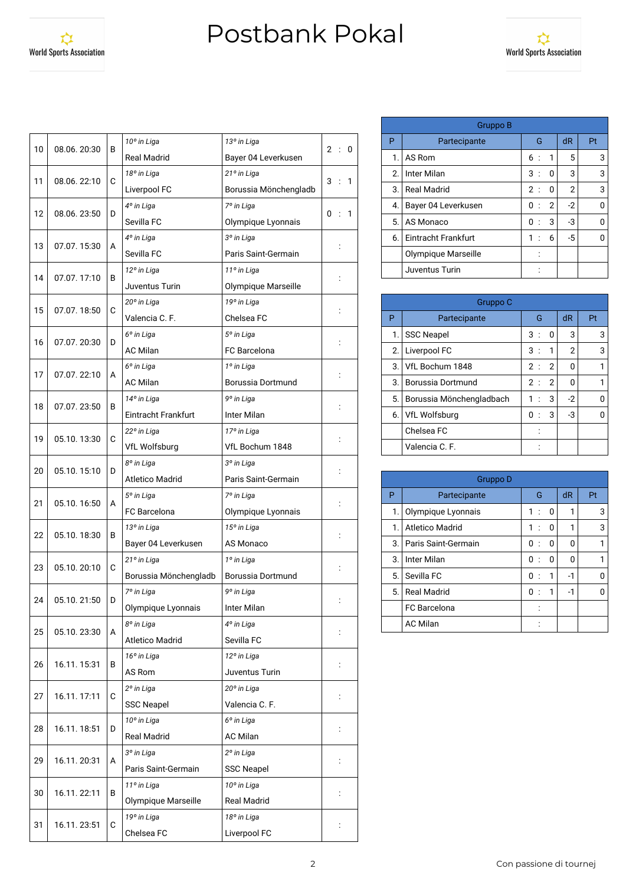# Postbank Pokal

World Sports Association

| | | | | | |
|---|---|---|---|---|---|
| 10 | 08.06. 20:30 | B | *10° in Liga* Real Madrid | *13° in Liga* Bayer 04 Leverkusen | 2 : 0 |
| 11 | 08.06. 22:10 | C | *18° in Liga* Liverpool FC | *21° in Liga* Borussia Mönchengladb | 3 : 1 |
| 12 | 08.06. 23:50 | D | *4° in Liga* Sevilla FC | *7° in Liga* Olympique Lyonnais | 0 : 1 |
| 13 | 07.07. 15:30 | A | *4° in Liga* Sevilla FC | *3° in Liga* Paris Saint-Germain | : |
| 14 | 07.07. 17:10 | B | *12° in Liga* Juventus Turin | *11° in Liga* Olympique Marseille | : |
| 15 | 07.07. 18:50 | C | *20° in Liga* Valencia C. F. | *19° in Liga* Chelsea FC | : |
| 16 | 07.07. 20:30 | D | *6° in Liga* AC Milan | *5° in Liga* FC Barcelona | : |
| 17 | 07.07. 22:10 | A | *6° in Liga* AC Milan | *1° in Liga* Borussia Dortmund | : |
| 18 | 07.07. 23:50 | B | *14° in Liga* Eintracht Frankfurt | *9° in Liga* Inter Milan | : |
| 19 | 05.10. 13:30 | C | *22° in Liga* VfL Wolfsburg | *17° in Liga* VfL Bochum 1848 | : |
| 20 | 05.10. 15:10 | D | *8° in Liga* Atletico Madrid | *3° in Liga* Paris Saint-Germain | : |
| 21 | 05.10. 16:50 | A | *5° in Liga* FC Barcelona | *7° in Liga* Olympique Lyonnais | : |
| 22 | 05.10. 18:30 | B | *13° in Liga* Bayer 04 Leverkusen | *15° in Liga* AS Monaco | : |
| 23 | 05.10. 20:10 | C | *21° in Liga* Borussia Mönchengladb | *1° in Liga* Borussia Dortmund | : |
| 24 | 05.10. 21:50 | D | *7° in Liga* Olympique Lyonnais | *9° in Liga* Inter Milan | : |
| 25 | 05.10. 23:30 | A | *8° in Liga* Atletico Madrid | *4° in Liga* Sevilla FC | : |
| 26 | 16.11. 15:31 | B | *16° in Liga* AS Rom | *12° in Liga* Juventus Turin | : |
| 27 | 16.11. 17:11 | C | *2° in Liga* SSC Neapel | *20° in Liga* Valencia C. F. | : |
| 28 | 16.11. 18:51 | D | *10° in Liga* Real Madrid | *6° in Liga* AC Milan | : |
| 29 | 16.11. 20:31 | A | *3° in Liga* Paris Saint-Germain | *2° in Liga* SSC Neapel | : |
| 30 | 16.11. 22:11 | B | *11° in Liga* Olympique Marseille | *10° in Liga* Real Madrid | : |
| 31 | 16.11. 23:51 | C | *19° in Liga* Chelsea FC | *18° in Liga* Liverpool FC | : |

| Gruppo B | | | | |
|---|---|---|---|---|
| P | Partecipante | G | dR | Pt |
| 1. | AS Rom | 6 : 1 | 5 | 3 |
| 2. | Inter Milan | 3 : 0 | 3 | 3 |
| 3. | Real Madrid | 2 : 0 | 2 | 3 |
| 4. | Bayer 04 Leverkusen | 0 : 2 | -2 | 0 |
| 5. | AS Monaco | 0 : 3 | -3 | 0 |
| 6. | Eintracht Frankfurt | 1 : 6 | -5 | 0 |
| | Olympique Marseille | : | | |
| | Juventus Turin | : | | |

| Gruppo C | | | | |
|---|---|---|---|---|
| P | Partecipante | G | dR | Pt |
| 1. | SSC Neapel | 3 : 0 | 3 | 3 |
| 2. | Liverpool FC | 3 : 1 | 2 | 3 |
| 3. | VfL Bochum 1848 | 2 : 2 | 0 | 1 |
| 3. | Borussia Dortmund | 2 : 2 | 0 | 1 |
| 5. | Borussia Mönchengladbach | 1 : 3 | -2 | 0 |
| 6. | VfL Wolfsburg | 0 : 3 | -3 | 0 |
| | Chelsea FC | : | | |
| | Valencia C. F. | : | | |

| Gruppo D | | | | |
|---|---|---|---|---|
| P | Partecipante | G | dR | Pt |
| 1. | Olympique Lyonnais | 1 : 0 | 1 | 3 |
| 1. | Atletico Madrid | 1 : 0 | 1 | 3 |
| 3. | Paris Saint-Germain | 0 : 0 | 0 | 1 |
| 3. | Inter Milan | 0 : 0 | 0 | 1 |
| 5. | Sevilla FC | 0 : 1 | -1 | 0 |
| 5. | Real Madrid | 0 : 1 | -1 | 0 |
| | FC Barcelona | : | | |
| | AC Milan | : | | |

Con passione di tournej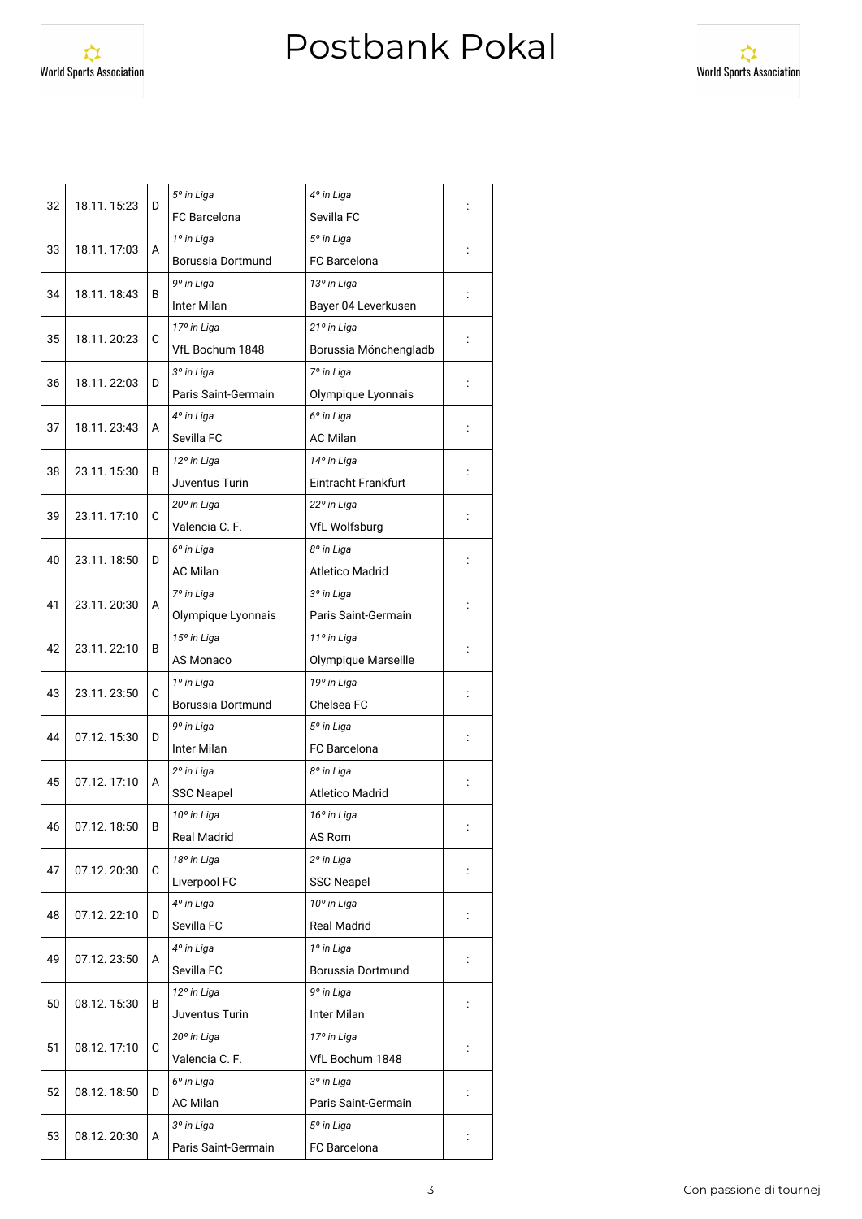# Postbank Pokal

| | | | | | |
|---|---|---|---|---|---|
| 32 | 18.11. 15:23 | D | *5° in Liga*<br>FC Barcelona | *4° in Liga*<br>Sevilla FC | : |
| 33 | 18.11. 17:03 | A | *1° in Liga*<br>Borussia Dortmund | *5° in Liga*<br>FC Barcelona | : |
| 34 | 18.11. 18:43 | B | *9° in Liga*<br>Inter Milan | *13° in Liga*<br>Bayer 04 Leverkusen | : |
| 35 | 18.11. 20:23 | C | *17° in Liga*<br>VfL Bochum 1848 | *21° in Liga*<br>Borussia Mönchengladb | : |
| 36 | 18.11. 22:03 | D | *3° in Liga*<br>Paris Saint-Germain | *7° in Liga*<br>Olympique Lyonnais | : |
| 37 | 18.11. 23:43 | A | *4° in Liga*<br>Sevilla FC | *6° in Liga*<br>AC Milan | : |
| 38 | 23.11. 15:30 | B | *12° in Liga*<br>Juventus Turin | *14° in Liga*<br>Eintracht Frankfurt | : |
| 39 | 23.11. 17:10 | C | *20° in Liga*<br>Valencia C. F. | *22° in Liga*<br>VfL Wolfsburg | : |
| 40 | 23.11. 18:50 | D | *6° in Liga*<br>AC Milan | *8° in Liga*<br>Atletico Madrid | : |
| 41 | 23.11. 20:30 | A | *7° in Liga*<br>Olympique Lyonnais | *3° in Liga*<br>Paris Saint-Germain | : |
| 42 | 23.11. 22:10 | B | *15° in Liga*<br>AS Monaco | *11° in Liga*<br>Olympique Marseille | : |
| 43 | 23.11. 23:50 | C | *1° in Liga*<br>Borussia Dortmund | *19° in Liga*<br>Chelsea FC | : |
| 44 | 07.12. 15:30 | D | *9° in Liga*<br>Inter Milan | *5° in Liga*<br>FC Barcelona | : |
| 45 | 07.12. 17:10 | A | *2° in Liga*<br>SSC Neapel | *8° in Liga*<br>Atletico Madrid | : |
| 46 | 07.12. 18:50 | B | *10° in Liga*<br>Real Madrid | *16° in Liga*<br>AS Rom | : |
| 47 | 07.12. 20:30 | C | *18° in Liga*<br>Liverpool FC | *2° in Liga*<br>SSC Neapel | : |
| 48 | 07.12. 22:10 | D | *4° in Liga*<br>Sevilla FC | *10° in Liga*<br>Real Madrid | : |
| 49 | 07.12. 23:50 | A | *4° in Liga*<br>Sevilla FC | *1° in Liga*<br>Borussia Dortmund | : |
| 50 | 08.12. 15:30 | B | *12° in Liga*<br>Juventus Turin | *9° in Liga*<br>Inter Milan | : |
| 51 | 08.12. 17:10 | C | *20° in Liga*<br>Valencia C. F. | *17° in Liga*<br>VfL Bochum 1848 | : |
| 52 | 08.12. 18:50 | D | *6° in Liga*<br>AC Milan | *3° in Liga*<br>Paris Saint-Germain | : |
| 53 | 08.12. 20:30 | A | *3° in Liga*<br>Paris Saint-Germain | *5° in Liga*<br>FC Barcelona | : |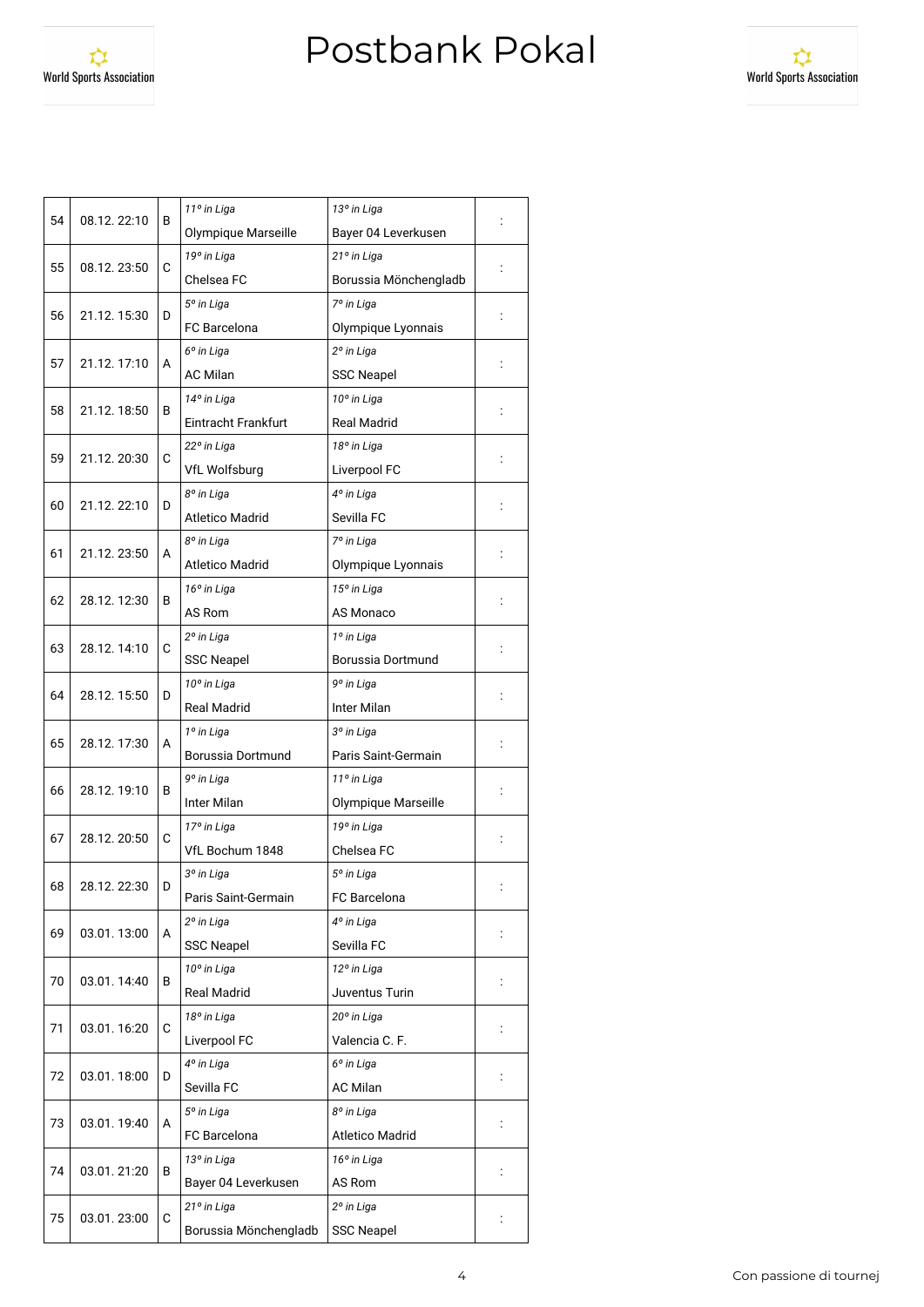# Postbank Pokal

| | | | | | |
|---|---|---|---|---|---|
| 54 | 08.12. 22:10 | B | *11° in Liga* Olympique Marseille | *13° in Liga* Bayer 04 Leverkusen | : |
| 55 | 08.12. 23:50 | C | *19° in Liga* Chelsea FC | *21° in Liga* Borussia Mönchengladb | : |
| 56 | 21.12. 15:30 | D | *5° in Liga* FC Barcelona | *7° in Liga* Olympique Lyonnais | : |
| 57 | 21.12. 17:10 | A | *6° in Liga* AC Milan | *2° in Liga* SSC Neapel | : |
| 58 | 21.12. 18:50 | B | *14° in Liga* Eintracht Frankfurt | *10° in Liga* Real Madrid | : |
| 59 | 21.12. 20:30 | C | *22° in Liga* VfL Wolfsburg | *18° in Liga* Liverpool FC | : |
| 60 | 21.12. 22:10 | D | *8° in Liga* Atletico Madrid | *4° in Liga* Sevilla FC | : |
| 61 | 21.12. 23:50 | A | *8° in Liga* Atletico Madrid | *7° in Liga* Olympique Lyonnais | : |
| 62 | 28.12. 12:30 | B | *16° in Liga* AS Rom | *15° in Liga* AS Monaco | : |
| 63 | 28.12. 14:10 | C | *2° in Liga* SSC Neapel | *1° in Liga* Borussia Dortmund | : |
| 64 | 28.12. 15:50 | D | *10° in Liga* Real Madrid | *9° in Liga* Inter Milan | : |
| 65 | 28.12. 17:30 | A | *1° in Liga* Borussia Dortmund | *3° in Liga* Paris Saint-Germain | : |
| 66 | 28.12. 19:10 | B | *9° in Liga* Inter Milan | *11° in Liga* Olympique Marseille | : |
| 67 | 28.12. 20:50 | C | *17° in Liga* VfL Bochum 1848 | *19° in Liga* Chelsea FC | : |
| 68 | 28.12. 22:30 | D | *3° in Liga* Paris Saint-Germain | *5° in Liga* FC Barcelona | : |
| 69 | 03.01. 13:00 | A | *2° in Liga* SSC Neapel | *4° in Liga* Sevilla FC | : |
| 70 | 03.01. 14:40 | B | *10° in Liga* Real Madrid | *12° in Liga* Juventus Turin | : |
| 71 | 03.01. 16:20 | C | *18° in Liga* Liverpool FC | *20° in Liga* Valencia C. F. | : |
| 72 | 03.01. 18:00 | D | *4° in Liga* Sevilla FC | *6° in Liga* AC Milan | : |
| 73 | 03.01. 19:40 | A | *5° in Liga* FC Barcelona | *8° in Liga* Atletico Madrid | : |
| 74 | 03.01. 21:20 | B | *13° in Liga* Bayer 04 Leverkusen | *16° in Liga* AS Rom | : |
| 75 | 03.01. 23:00 | C | *21° in Liga* Borussia Mönchengladb | *2° in Liga* SSC Neapel | : |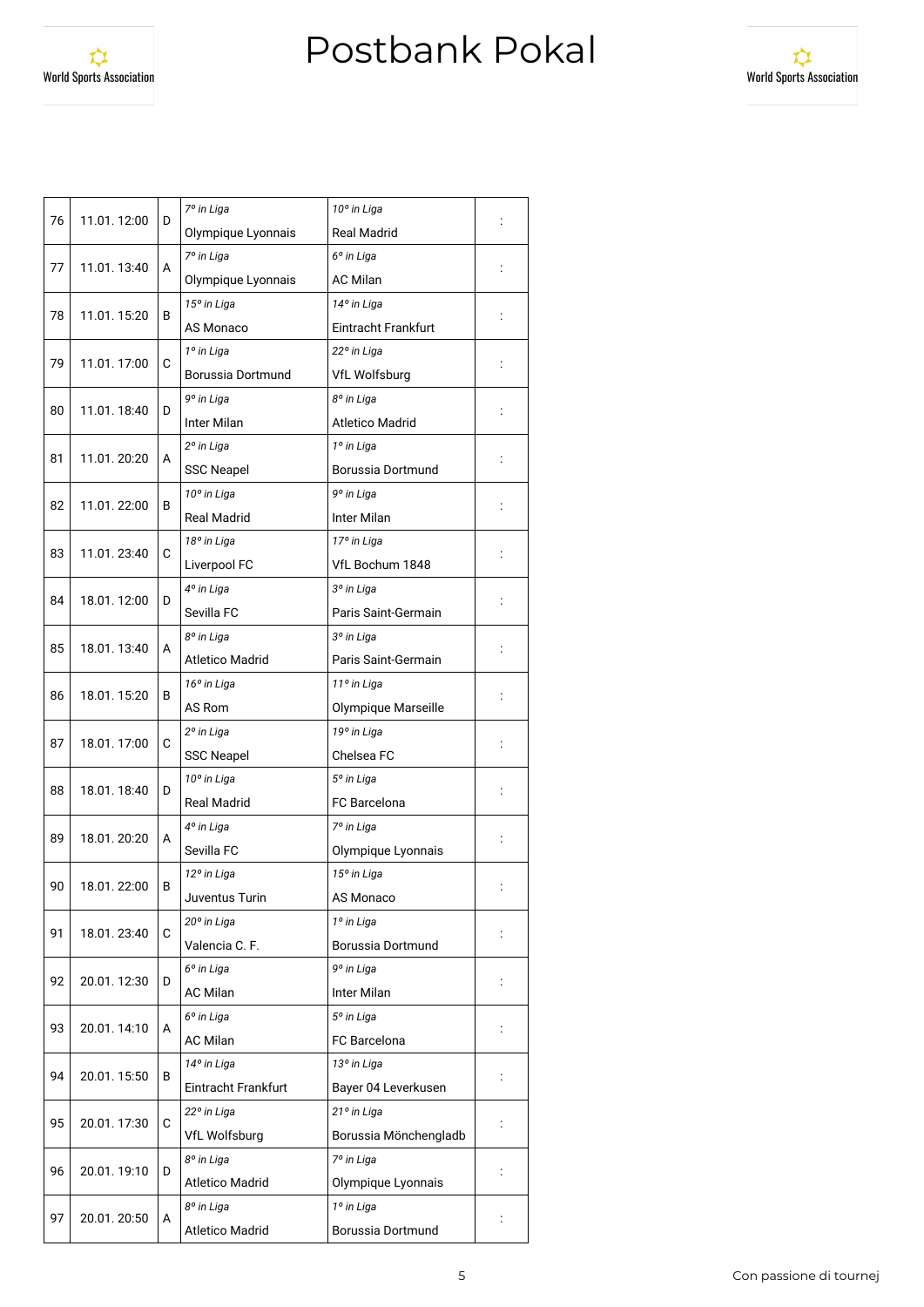# Postbank Pokal

World Sports Association

| # | Datum | Gr. | Heim | Gast | Ergebnis |
|---|---|---|---|---|---|
| 76 | 11.01. 12:00 | D | *7º in Liga* Olympique Lyonnais | *10º in Liga* Real Madrid | : |
| 77 | 11.01. 13:40 | A | *7º in Liga* Olympique Lyonnais | *6º in Liga* AC Milan | : |
| 78 | 11.01. 15:20 | B | *15º in Liga* AS Monaco | *14º in Liga* Eintracht Frankfurt | : |
| 79 | 11.01. 17:00 | C | *1º in Liga* Borussia Dortmund | *22º in Liga* VfL Wolfsburg | : |
| 80 | 11.01. 18:40 | D | *9º in Liga* Inter Milan | *8º in Liga* Atletico Madrid | : |
| 81 | 11.01. 20:20 | A | *2º in Liga* SSC Neapel | *1º in Liga* Borussia Dortmund | : |
| 82 | 11.01. 22:00 | B | *10º in Liga* Real Madrid | *9º in Liga* Inter Milan | : |
| 83 | 11.01. 23:40 | C | *18º in Liga* Liverpool FC | *17º in Liga* VfL Bochum 1848 | : |
| 84 | 18.01. 12:00 | D | *4º in Liga* Sevilla FC | *3º in Liga* Paris Saint-Germain | : |
| 85 | 18.01. 13:40 | A | *8º in Liga* Atletico Madrid | *3º in Liga* Paris Saint-Germain | : |
| 86 | 18.01. 15:20 | B | *16º in Liga* AS Rom | *11º in Liga* Olympique Marseille | : |
| 87 | 18.01. 17:00 | C | *2º in Liga* SSC Neapel | *19º in Liga* Chelsea FC | : |
| 88 | 18.01. 18:40 | D | *10º in Liga* Real Madrid | *5º in Liga* FC Barcelona | : |
| 89 | 18.01. 20:20 | A | *4º in Liga* Sevilla FC | *7º in Liga* Olympique Lyonnais | : |
| 90 | 18.01. 22:00 | B | *12º in Liga* Juventus Turin | *15º in Liga* AS Monaco | : |
| 91 | 18.01. 23:40 | C | *20º in Liga* Valencia C. F. | *1º in Liga* Borussia Dortmund | : |
| 92 | 20.01. 12:30 | D | *6º in Liga* AC Milan | *9º in Liga* Inter Milan | : |
| 93 | 20.01. 14:10 | A | *6º in Liga* AC Milan | *5º in Liga* FC Barcelona | : |
| 94 | 20.01. 15:50 | B | *14º in Liga* Eintracht Frankfurt | *13º in Liga* Bayer 04 Leverkusen | : |
| 95 | 20.01. 17:30 | C | *22º in Liga* VfL Wolfsburg | *21º in Liga* Borussia Mönchengladb | : |
| 96 | 20.01. 19:10 | D | *8º in Liga* Atletico Madrid | *7º in Liga* Olympique Lyonnais | : |
| 97 | 20.01. 20:50 | A | *8º in Liga* Atletico Madrid | *1º in Liga* Borussia Dortmund | : |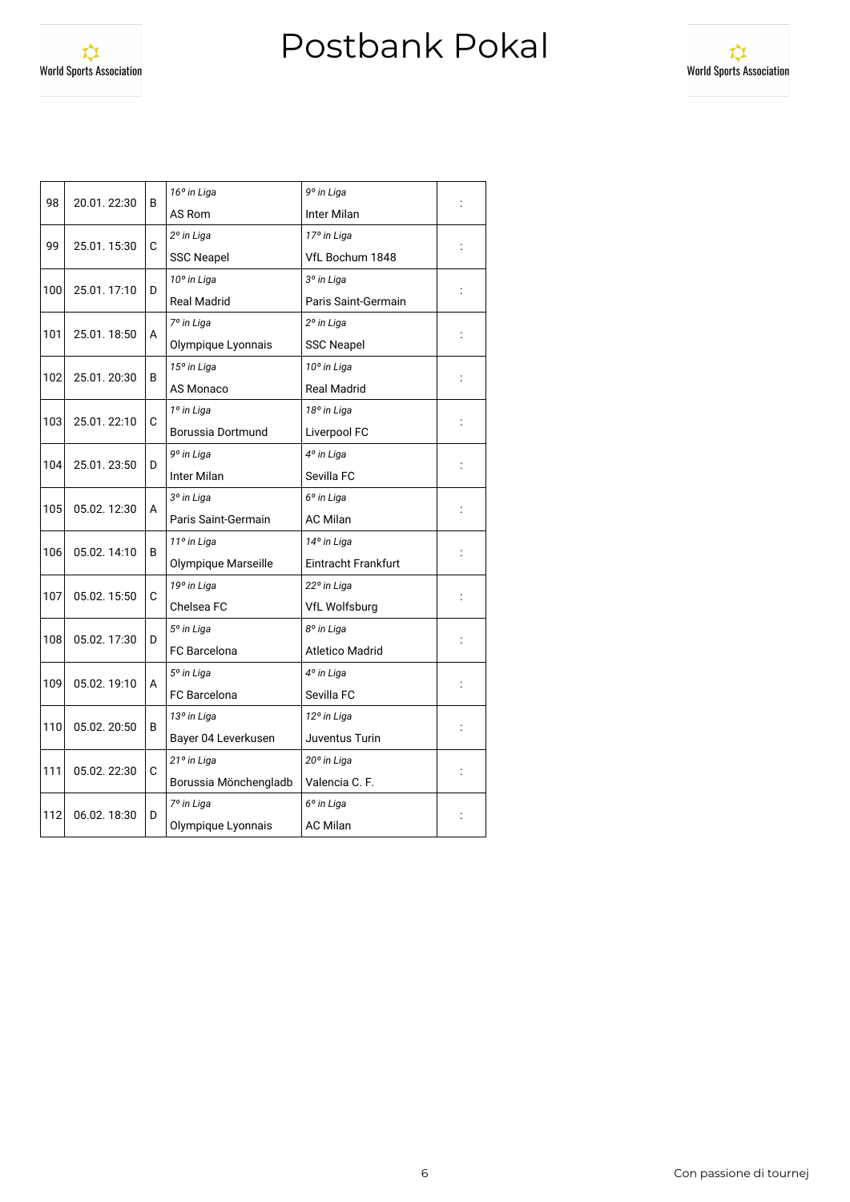# Postbank Pokal

| | | | | | |
|---|---|---|---|---|---|
| 98 | 20.01. 22:30 | B | *16° in Liga* AS Rom | *9° in Liga* Inter Milan | : |
| 99 | 25.01. 15:30 | C | *2° in Liga* SSC Neapel | *17° in Liga* VfL Bochum 1848 | : |
| 100 | 25.01. 17:10 | D | *10° in Liga* Real Madrid | *3° in Liga* Paris Saint-Germain | : |
| 101 | 25.01. 18:50 | A | *7° in Liga* Olympique Lyonnais | *2° in Liga* SSC Neapel | : |
| 102 | 25.01. 20:30 | B | *15° in Liga* AS Monaco | *10° in Liga* Real Madrid | : |
| 103 | 25.01. 22:10 | C | *1° in Liga* Borussia Dortmund | *18° in Liga* Liverpool FC | : |
| 104 | 25.01. 23:50 | D | *9° in Liga* Inter Milan | *4° in Liga* Sevilla FC | : |
| 105 | 05.02. 12:30 | A | *3° in Liga* Paris Saint-Germain | *6° in Liga* AC Milan | : |
| 106 | 05.02. 14:10 | B | *11° in Liga* Olympique Marseille | *14° in Liga* Eintracht Frankfurt | : |
| 107 | 05.02. 15:50 | C | *19° in Liga* Chelsea FC | *22° in Liga* VfL Wolfsburg | : |
| 108 | 05.02. 17:30 | D | *5° in Liga* FC Barcelona | *8° in Liga* Atletico Madrid | : |
| 109 | 05.02. 19:10 | A | *5° in Liga* FC Barcelona | *4° in Liga* Sevilla FC | : |
| 110 | 05.02. 20:50 | B | *13° in Liga* Bayer 04 Leverkusen | *12° in Liga* Juventus Turin | : |
| 111 | 05.02. 22:30 | C | *21° in Liga* Borussia Mönchengladb | *20° in Liga* Valencia C. F. | : |
| 112 | 06.02. 18:30 | D | *7° in Liga* Olympique Lyonnais | *6° in Liga* AC Milan | : |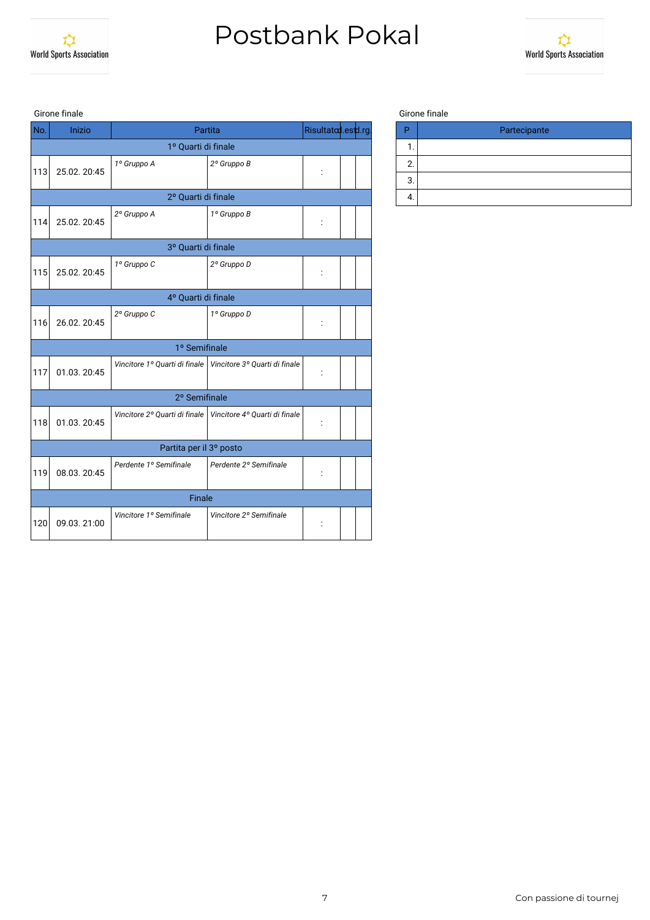# Postbank Pokal

Girone finale

| No. | Inizio | Partita | | Risultato | d.e. | d.r. |
|---|---|---|---|---|---|---|
| | | 1° Quarti di finale | | | | |
| 113 | 25.02. 20:45 | *1° Gruppo A* | *2° Gruppo B* | : | | |
| | | 2° Quarti di finale | | | | |
| 114 | 25.02. 20:45 | *2° Gruppo A* | *1° Gruppo B* | : | | |
| | | 3° Quarti di finale | | | | |
| 115 | 25.02. 20:45 | *1° Gruppo C* | *2° Gruppo D* | : | | |
| | | 4° Quarti di finale | | | | |
| 116 | 26.02. 20:45 | *2° Gruppo C* | *1° Gruppo D* | : | | |
| | | 1° Semifinale | | | | |
| 117 | 01.03. 20:45 | *Vincitore 1° Quarti di finale* | *Vincitore 3° Quarti di finale* | : | | |
| | | 2° Semifinale | | | | |
| 118 | 01.03. 20:45 | *Vincitore 2° Quarti di finale* | *Vincitore 4° Quarti di finale* | : | | |
| | | Partita per il 3° posto | | | | |
| 119 | 08.03. 20:45 | *Perdente 1° Semifinale* | *Perdente 2° Semifinale* | : | | |
| | | Finale | | | | |
| 120 | 09.03. 21:00 | *Vincitore 1° Semifinale* | *Vincitore 2° Semifinale* | : | | |

Girone finale

| P | Partecipante |
|---|---|
| 1. | |
| 2. | |
| 3. | |
| 4. | |